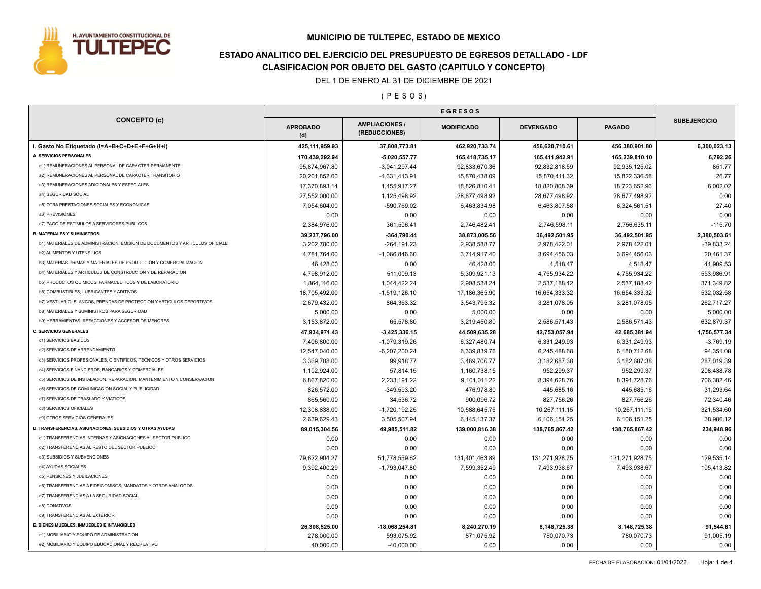# MUNICIPIO DE TULTEPEC, ESTADO DE MEXICO

## ESTADO ANALITICO DEL EJERCICIO DEL PRESUPUESTO DE EGRESOS DETALLADO - LDF
## CLASIFICACION POR OBJETO DEL GASTO (CAPITULO Y CONCEPTO)

DEL 1 DE ENERO AL 31 DE DICIEMBRE DE 2021

( P E S O S )

| CONCEPTO (c) | EGRESOS | | | | | SUBEJERCICIO |
|---|---|---|---|---|---|---|
| | APROBADO (d) | AMPLIACIONES / (REDUCCIONES) | MODIFICADO | DEVENGADO | PAGADO | |
| **I. Gasto No Etiquetado (I=A+B+C+D+E+F+G+H+I)** | **425,111,959.93** | **37,808,773.81** | **462,920,733.74** | **456,620,710.61** | **456,380,901.80** | **6,300,023.13** |
| **A. SERVICIOS PERSONALES** | **170,439,292.94** | **-5,020,557.77** | **165,418,735.17** | **165,411,942.91** | **165,239,810.10** | **6,792.26** |
| a1) REMUNERACIONES AL PERSONAL DE CARÁCTER PERMANENTE | 95,874,967.80 | -3,041,297.44 | 92,833,670.36 | 92,832,818.59 | 92,935,125.02 | 851.77 |
| a2) REMUNERACIONES AL PERSONAL DE CARÁCTER TRANSITORIO | 20,201,852.00 | -4,331,413.91 | 15,870,438.09 | 15,870,411.32 | 15,822,336.58 | 26.77 |
| a3) REMUNERACIONES ADICIONALES Y ESPECIALES | 17,370,893.14 | 1,455,917.27 | 18,826,810.41 | 18,820,808.39 | 18,723,652.96 | 6,002.02 |
| a4) SEGURIDAD SOCIAL | 27,552,000.00 | 1,125,498.92 | 28,677,498.92 | 28,677,498.92 | 28,677,498.92 | 0.00 |
| a5) OTRA PRESTACIONES SOCIALES Y ECONOMICAS | 7,054,604.00 | -590,769.02 | 6,463,834.98 | 6,463,807.58 | 6,324,561.51 | 27.40 |
| a6) PREVISIONES | 0.00 | 0.00 | 0.00 | 0.00 | 0.00 | 0.00 |
| a7) PAGO DE ESTIMULOS A SERVIDORES PUBLICOS | 2,384,976.00 | 361,506.41 | 2,746,482.41 | 2,746,598.11 | 2,756,635.11 | -115.70 |
| **B. MATERIALES Y SUMINISTROS** | **39,237,796.00** | **-364,790.44** | **38,873,005.56** | **36,492,501.95** | **36,492,501.95** | **2,380,503.61** |
| b1) MATERIALES DE ADMINISTRACION, EMISION DE DOCUMENTOS Y ARTICULOS OFICIALE | 3,202,780.00 | -264,191.23 | 2,938,588.77 | 2,978,422.01 | 2,978,422.01 | -39,833.24 |
| b2) ALIMENTOS Y UTENSILIOS | 4,781,764.00 | -1,066,846.60 | 3,714,917.40 | 3,694,456.03 | 3,694,456.03 | 20,461.37 |
| b3) MATERIAS PRIMAS Y MATERIALES DE PRODUCCION Y COMERCIALIZACION | 46,428.00 | 0.00 | 46,428.00 | 4,518.47 | 4,518.47 | 41,909.53 |
| b4) MATERIALES Y ARTICULOS DE CONSTRUCCION Y DE REPARACION | 4,798,912.00 | 511,009.13 | 5,309,921.13 | 4,755,934.22 | 4,755,934.22 | 553,986.91 |
| b5) PRODUCTOS QUIMICOS, FARMACEUTICOS Y DE LABORATORIO | 1,864,116.00 | 1,044,422.24 | 2,908,538.24 | 2,537,188.42 | 2,537,188.42 | 371,349.82 |
| b6) COMBUSTIBLES, LUBRICANTES Y ADITIVOS | 18,705,492.00 | -1,519,126.10 | 17,186,365.90 | 16,654,333.32 | 16,654,333.32 | 532,032.58 |
| b7) VESTUARIO, BLANCOS, PRENDAS DE PROTECCION Y ARTICULOS DEPORTIVOS | 2,679,432.00 | 864,363.32 | 3,543,795.32 | 3,281,078.05 | 3,281,078.05 | 262,717.27 |
| b8) MATERIALES Y SUMINISTROS PARA SEGURIDAD | 5,000.00 | 0.00 | 5,000.00 | 0.00 | 0.00 | 5,000.00 |
| b9) HERRAMIENTAS, REFACCIONES Y ACCESORIOS MENORES | 3,153,872.00 | 65,578.80 | 3,219,450.80 | 2,586,571.43 | 2,586,571.43 | 632,879.37 |
| **C. SERVICIOS GENERALES** | **47,934,971.43** | **-3,425,336.15** | **44,509,635.28** | **42,753,057.94** | **42,685,381.94** | **1,756,577.34** |
| c1) SERVICIOS BASICOS | 7,406,800.00 | -1,079,319.26 | 6,327,480.74 | 6,331,249.93 | 6,331,249.93 | -3,769.19 |
| c2) SERVICIOS DE ARRENDAMIENTO | 12,547,040.00 | -6,207,200.24 | 6,339,839.76 | 6,245,488.68 | 6,180,712.68 | 94,351.08 |
| c3) SERVICIOS PROFESIONALES, CIENTIFICOS, TECNICOS Y OTROS SERVICIOS | 3,369,788.00 | 99,918.77 | 3,469,706.77 | 3,182,687.38 | 3,182,687.38 | 287,019.39 |
| c4) SERVICIOS FINANCIEROS, BANCARIOS Y COMERCIALES | 1,102,924.00 | 57,814.15 | 1,160,738.15 | 952,299.37 | 952,299.37 | 208,438.78 |
| c5) SERVICIOS DE INSTALACION, REPARACION, MANTENIMIENTO Y CONSERVACION | 6,867,820.00 | 2,233,191.22 | 9,101,011.22 | 8,394,628.76 | 8,391,728.76 | 706,382.46 |
| c6) SERVICIOS DE COMUNICACIÓN SOCIAL Y PUBLICIDAD | 826,572.00 | -349,593.20 | 476,978.80 | 445,685.16 | 445,685.16 | 31,293.64 |
| c7) SERVICIOS DE TRASLADO Y VIATICOS | 865,560.00 | 34,536.72 | 900,096.72 | 827,756.26 | 827,756.26 | 72,340.46 |
| c8) SERVICIOS OFICIALES | 12,308,838.00 | -1,720,192.25 | 10,588,645.75 | 10,267,111.15 | 10,267,111.15 | 321,534.60 |
| c9) OTROS SERVICIOS GENERALES | 2,639,629.43 | 3,505,507.94 | 6,145,137.37 | 6,106,151.25 | 6,106,151.25 | 38,986.12 |
| **D. TRANSFERENCIAS, ASIGNACIONES, SUBSIDIOS Y OTRAS AYUDAS** | **89,015,304.56** | **49,985,511.82** | **139,000,816.38** | **138,765,867.42** | **138,765,867.42** | **234,948.96** |
| d1) TRANSFERENCIAS INTERNAS Y ASIGNACIONES AL SECTOR PUBLICO | 0.00 | 0.00 | 0.00 | 0.00 | 0.00 | 0.00 |
| d2) TRANSFERENCIAS AL RESTO DEL SECTOR PUBLICO | 0.00 | 0.00 | 0.00 | 0.00 | 0.00 | 0.00 |
| d3) SUBSIDIOS Y SUBVENCIONES | 79,622,904.27 | 51,778,559.62 | 131,401,463.89 | 131,271,928.75 | 131,271,928.75 | 129,535.14 |
| d4) AYUDAS SOCIALES | 9,392,400.29 | -1,793,047.80 | 7,599,352.49 | 7,493,938.67 | 7,493,938.67 | 105,413.82 |
| d5) PENSIONES Y JUBILACIONES | 0.00 | 0.00 | 0.00 | 0.00 | 0.00 | 0.00 |
| d6) TRANSFERENCIAS A FIDEICOMISOS, MANDATOS Y OTROS ANALOGOS | 0.00 | 0.00 | 0.00 | 0.00 | 0.00 | 0.00 |
| d7) TRANSFERENCIAS A LA SEGURIDAD SOCIAL | 0.00 | 0.00 | 0.00 | 0.00 | 0.00 | 0.00 |
| d8) DONATIVOS | 0.00 | 0.00 | 0.00 | 0.00 | 0.00 | 0.00 |
| d9) TRANSFERENCIAS AL EXTERIOR | 0.00 | 0.00 | 0.00 | 0.00 | 0.00 | 0.00 |
| **E. BIENES MUEBLES, INMUEBLES E INTANGIBLES** | **26,308,525.00** | **-18,068,254.81** | **8,240,270.19** | **8,148,725.38** | **8,148,725.38** | **91,544.81** |
| e1) MOBILIARIO Y EQUIPO DE ADMINISTRACION | 278,000.00 | 593,075.92 | 871,075.92 | 780,070.73 | 780,070.73 | 91,005.19 |
| e2) MOBILIARIO Y EQUIPO EDUCACIONAL Y RECREATIVO | 40,000.00 | -40,000.00 | 0.00 | 0.00 | 0.00 | 0.00 |

FECHA DE ELABORACION: 01/01/2022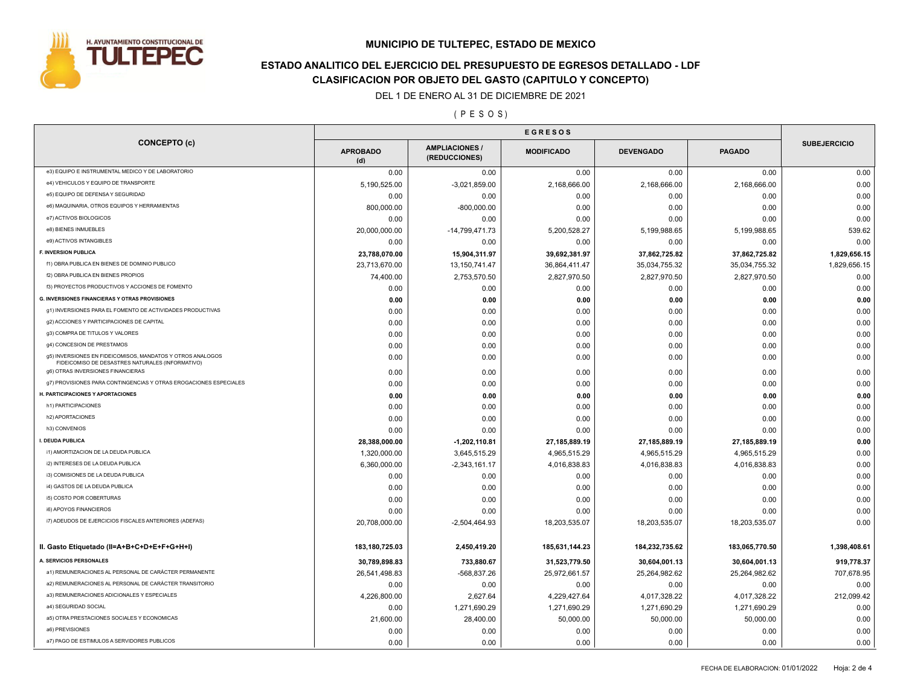# MUNICIPIO DE TULTEPEC, ESTADO DE MEXICO

## ESTADO ANALITICO DEL EJERCICIO DEL PRESUPUESTO DE EGRESOS DETALLADO - LDF

## CLASIFICACION POR OBJETO DEL GASTO (CAPITULO Y CONCEPTO)

DEL 1 DE ENERO AL 31 DE DICIEMBRE DE 2021

( P E S O S )

| CONCEPTO (c) | EGRESOS | | | | | SUBEJERCICIO |
|---|---|---|---|---|---|---|
| | APROBADO (d) | AMPLIACIONES / (REDUCCIONES) | MODIFICADO | DEVENGADO | PAGADO | |
| e3) EQUIPO E INSTRUMENTAL MEDICO Y DE LABORATORIO | 0.00 | 0.00 | 0.00 | 0.00 | 0.00 | 0.00 |
| e4) VEHICULOS Y EQUIPO DE TRANSPORTE | 5,190,525.00 | -3,021,859.00 | 2,168,666.00 | 2,168,666.00 | 2,168,666.00 | 0.00 |
| e5) EQUIPO DE DEFENSA Y SEGURIDAD | 0.00 | 0.00 | 0.00 | 0.00 | 0.00 | 0.00 |
| e6) MAQUINARIA, OTROS EQUIPOS Y HERRAMIENTAS | 800,000.00 | -800,000.00 | 0.00 | 0.00 | 0.00 | 0.00 |
| e7) ACTIVOS BIOLOGICOS | 0.00 | 0.00 | 0.00 | 0.00 | 0.00 | 0.00 |
| e8) BIENES INMUEBLES | 20,000,000.00 | -14,799,471.73 | 5,200,528.27 | 5,199,988.65 | 5,199,988.65 | 539.62 |
| e9) ACTIVOS INTANGIBLES | 0.00 | 0.00 | 0.00 | 0.00 | 0.00 | 0.00 |
| **F. INVERSION PUBLICA** | **23,788,070.00** | **15,904,311.97** | **39,692,381.97** | **37,862,725.82** | **37,862,725.82** | **1,829,656.15** |
| f1) OBRA PUBLICA EN BIENES DE DOMINIO PUBLICO | 23,713,670.00 | 13,150,741.47 | 36,864,411.47 | 35,034,755.32 | 35,034,755.32 | 1,829,656.15 |
| f2) OBRA PUBLICA EN BIENES PROPIOS | 74,400.00 | 2,753,570.50 | 2,827,970.50 | 2,827,970.50 | 2,827,970.50 | 0.00 |
| f3) PROYECTOS PRODUCTIVOS Y ACCIONES DE FOMENTO | 0.00 | 0.00 | 0.00 | 0.00 | 0.00 | 0.00 |
| **G. INVERSIONES FINANCIERAS Y OTRAS PROVISIONES** | **0.00** | **0.00** | **0.00** | **0.00** | **0.00** | **0.00** |
| g1) INVERSIONES PARA EL FOMENTO DE ACTIVIDADES PRODUCTIVAS | 0.00 | 0.00 | 0.00 | 0.00 | 0.00 | 0.00 |
| g2) ACCIONES Y PARTICIPACIONES DE CAPITAL | 0.00 | 0.00 | 0.00 | 0.00 | 0.00 | 0.00 |
| g3) COMPRA DE TITULOS Y VALORES | 0.00 | 0.00 | 0.00 | 0.00 | 0.00 | 0.00 |
| g4) CONCESION DE PRESTAMOS | 0.00 | 0.00 | 0.00 | 0.00 | 0.00 | 0.00 |
| g5) INVERSIONES EN FIDEICOMISOS, MANDATOS Y OTROS ANALOGOS FIDEICOMISO DE DESASTRES NATURALES (INFORMATIVO) | 0.00 | 0.00 | 0.00 | 0.00 | 0.00 | 0.00 |
| g6) OTRAS INVERSIONES FINANCIERAS | 0.00 | 0.00 | 0.00 | 0.00 | 0.00 | 0.00 |
| g7) PROVISIONES PARA CONTINGENCIAS Y OTRAS EROGACIONES ESPECIALES | 0.00 | 0.00 | 0.00 | 0.00 | 0.00 | 0.00 |
| **H. PARTICIPACIONES Y APORTACIONES** | **0.00** | **0.00** | **0.00** | **0.00** | **0.00** | **0.00** |
| h1) PARTICIPACIONES | 0.00 | 0.00 | 0.00 | 0.00 | 0.00 | 0.00 |
| h2) APORTACIONES | 0.00 | 0.00 | 0.00 | 0.00 | 0.00 | 0.00 |
| h3) CONVENIOS | 0.00 | 0.00 | 0.00 | 0.00 | 0.00 | 0.00 |
| **I. DEUDA PUBLICA** | **28,388,000.00** | **-1,202,110.81** | **27,185,889.19** | **27,185,889.19** | **27,185,889.19** | **0.00** |
| i1) AMORTIZACION DE LA DEUDA PUBLICA | 1,320,000.00 | 3,645,515.29 | 4,965,515.29 | 4,965,515.29 | 4,965,515.29 | 0.00 |
| i2) INTERESES DE LA DEUDA PUBLICA | 6,360,000.00 | -2,343,161.17 | 4,016,838.83 | 4,016,838.83 | 4,016,838.83 | 0.00 |
| i3) COMISIONES DE LA DEUDA PUBLICA | 0.00 | 0.00 | 0.00 | 0.00 | 0.00 | 0.00 |
| i4) GASTOS DE LA DEUDA PUBLICA | 0.00 | 0.00 | 0.00 | 0.00 | 0.00 | 0.00 |
| i5) COSTO POR COBERTURAS | 0.00 | 0.00 | 0.00 | 0.00 | 0.00 | 0.00 |
| i6) APOYOS FINANCIEROS | 0.00 | 0.00 | 0.00 | 0.00 | 0.00 | 0.00 |
| i7) ADEUDOS DE EJERCICIOS FISCALES ANTERIORES (ADEFAS) | 20,708,000.00 | -2,504,464.93 | 18,203,535.07 | 18,203,535.07 | 18,203,535.07 | 0.00 |
| **II. Gasto Etiquetado (II=A+B+C+D+E+F+G+H+I)** | **183,180,725.03** | **2,450,419.20** | **185,631,144.23** | **184,232,735.62** | **183,065,770.50** | **1,398,408.61** |
| **A. SERVICIOS PERSONALES** | **30,789,898.83** | **733,880.67** | **31,523,779.50** | **30,604,001.13** | **30,604,001.13** | **919,778.37** |
| a1) REMUNERACIONES AL PERSONAL DE CARÁCTER PERMANENTE | 26,541,498.83 | -568,837.26 | 25,972,661.57 | 25,264,982.62 | 25,264,982.62 | 707,678.95 |
| a2) REMUNERACIONES AL PERSONAL DE CARÁCTER TRANSITORIO | 0.00 | 0.00 | 0.00 | 0.00 | 0.00 | 0.00 |
| a3) REMUNERACIONES ADICIONALES Y ESPECIALES | 4,226,800.00 | 2,627.64 | 4,229,427.64 | 4,017,328.22 | 4,017,328.22 | 212,099.42 |
| a4) SEGURIDAD SOCIAL | 0.00 | 1,271,690.29 | 1,271,690.29 | 1,271,690.29 | 1,271,690.29 | 0.00 |
| a5) OTRA PRESTACIONES SOCIALES Y ECONOMICAS | 21,600.00 | 28,400.00 | 50,000.00 | 50,000.00 | 50,000.00 | 0.00 |
| a6) PREVISIONES | 0.00 | 0.00 | 0.00 | 0.00 | 0.00 | 0.00 |
| a7) PAGO DE ESTIMULOS A SERVIDORES PUBLICOS | 0.00 | 0.00 | 0.00 | 0.00 | 0.00 | 0.00 |

FECHA DE ELABORACION: 01/01/2022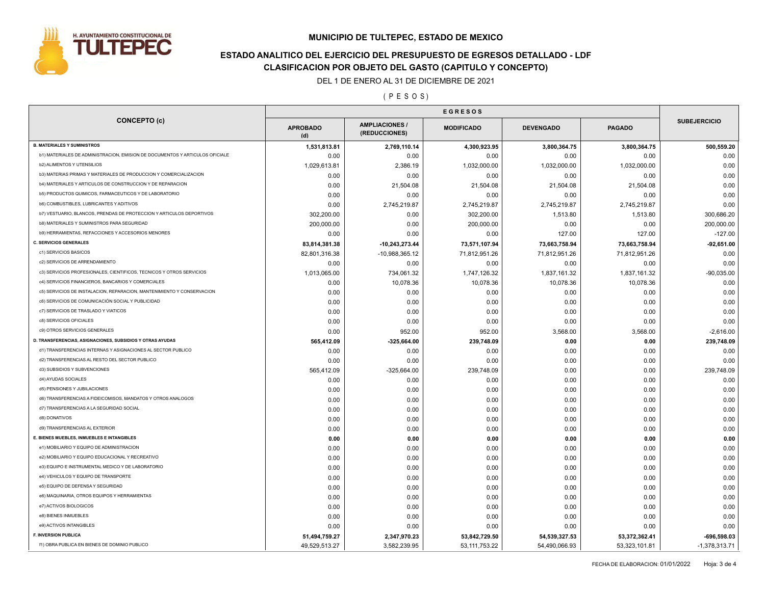# MUNICIPIO DE TULTEPEC, ESTADO DE MEXICO

## ESTADO ANALITICO DEL EJERCICIO DEL PRESUPUESTO DE EGRESOS DETALLADO - LDF

## CLASIFICACION POR OBJETO DEL GASTO (CAPITULO Y CONCEPTO)

DEL 1 DE ENERO AL 31 DE DICIEMBRE DE 2021

( P E S O S )

| CONCEPTO (c) | EGRESOS | | | | | SUBEJERCICIO |
|---|---|---|---|---|---|---|
| | APROBADO (d) | AMPLIACIONES / (REDUCCIONES) | MODIFICADO | DEVENGADO | PAGADO | |
| **B. MATERIALES Y SUMINISTROS** | **1,531,813.81** | **2,769,110.14** | **4,300,923.95** | **3,800,364.75** | **3,800,364.75** | **500,559.20** |
| b1) MATERIALES DE ADMINISTRACION, EMISION DE DOCUMENTOS Y ARTICULOS OFICIALE | 0.00 | 0.00 | 0.00 | 0.00 | 0.00 | 0.00 |
| b2) ALIMENTOS Y UTENSILIOS | 1,029,613.81 | 2,386.19 | 1,032,000.00 | 1,032,000.00 | 1,032,000.00 | 0.00 |
| b3) MATERIAS PRIMAS Y MATERIALES DE PRODUCCION Y COMERCIALIZACION | 0.00 | 0.00 | 0.00 | 0.00 | 0.00 | 0.00 |
| b4) MATERIALES Y ARTICULOS DE CONSTRUCCION Y DE REPARACION | 0.00 | 21,504.08 | 21,504.08 | 21,504.08 | 21,504.08 | 0.00 |
| b5) PRODUCTOS QUIMICOS, FARMACEUTICOS Y DE LABORATORIO | 0.00 | 0.00 | 0.00 | 0.00 | 0.00 | 0.00 |
| b6) COMBUSTIBLES, LUBRICANTES Y ADITIVOS | 0.00 | 2,745,219.87 | 2,745,219.87 | 2,745,219.87 | 2,745,219.87 | 0.00 |
| b7) VESTUARIO, BLANCOS, PRENDAS DE PROTECCION Y ARTICULOS DEPORTIVOS | 302,200.00 | 0.00 | 302,200.00 | 1,513.80 | 1,513.80 | 300,686.20 |
| b8) MATERIALES Y SUMINISTROS PARA SEGURIDAD | 200,000.00 | 0.00 | 200,000.00 | 0.00 | 0.00 | 200,000.00 |
| b9) HERRAMIENTAS, REFACCIONES Y ACCESORIOS MENORES | 0.00 | 0.00 | 0.00 | 127.00 | 127.00 | -127.00 |
| **C. SERVICIOS GENERALES** | **83,814,381.38** | **-10,243,273.44** | **73,571,107.94** | **73,663,758.94** | **73,663,758.94** | **-92,651.00** |
| c1) SERVICIOS BASICOS | 82,801,316.38 | -10,988,365.12 | 71,812,951.26 | 71,812,951.26 | 71,812,951.26 | 0.00 |
| c2) SERVICIOS DE ARRENDAMIENTO | 0.00 | 0.00 | 0.00 | 0.00 | 0.00 | 0.00 |
| c3) SERVICIOS PROFESIONALES, CIENTIFICOS, TECNICOS Y OTROS SERVICIOS | 1,013,065.00 | 734,061.32 | 1,747,126.32 | 1,837,161.32 | 1,837,161.32 | -90,035.00 |
| c4) SERVICIOS FINANCIEROS, BANCARIOS Y COMERCIALES | 0.00 | 10,078.36 | 10,078.36 | 10,078.36 | 10,078.36 | 0.00 |
| c5) SERVICIOS DE INSTALACION, REPARACION, MANTENIMIENTO Y CONSERVACION | 0.00 | 0.00 | 0.00 | 0.00 | 0.00 | 0.00 |
| c6) SERVICIOS DE COMUNICACIÓN SOCIAL Y PUBLICIDAD | 0.00 | 0.00 | 0.00 | 0.00 | 0.00 | 0.00 |
| c7) SERVICIOS DE TRASLADO Y VIATICOS | 0.00 | 0.00 | 0.00 | 0.00 | 0.00 | 0.00 |
| c8) SERVICIOS OFICIALES | 0.00 | 0.00 | 0.00 | 0.00 | 0.00 | 0.00 |
| c9) OTROS SERVICIOS GENERALES | 0.00 | 952.00 | 952.00 | 3,568.00 | 3,568.00 | -2,616.00 |
| **D. TRANSFERENCIAS, ASIGNACIONES, SUBSIDIOS Y OTRAS AYUDAS** | **565,412.09** | **-325,664.00** | **239,748.09** | **0.00** | **0.00** | **239,748.09** |
| d1) TRANSFERENCIAS INTERNAS Y ASIGNACIONES AL SECTOR PUBLICO | 0.00 | 0.00 | 0.00 | 0.00 | 0.00 | 0.00 |
| d2) TRANSFERENCIAS AL RESTO DEL SECTOR PUBLICO | 0.00 | 0.00 | 0.00 | 0.00 | 0.00 | 0.00 |
| d3) SUBSIDIOS Y SUBVENCIONES | 565,412.09 | -325,664.00 | 239,748.09 | 0.00 | 0.00 | 239,748.09 |
| d4) AYUDAS SOCIALES | 0.00 | 0.00 | 0.00 | 0.00 | 0.00 | 0.00 |
| d5) PENSIONES Y JUBILACIONES | 0.00 | 0.00 | 0.00 | 0.00 | 0.00 | 0.00 |
| d6) TRANSFERENCIAS A FIDEICOMISOS, MANDATOS Y OTROS ANALOGOS | 0.00 | 0.00 | 0.00 | 0.00 | 0.00 | 0.00 |
| d7) TRANSFERENCIAS A LA SEGURIDAD SOCIAL | 0.00 | 0.00 | 0.00 | 0.00 | 0.00 | 0.00 |
| d8) DONATIVOS | 0.00 | 0.00 | 0.00 | 0.00 | 0.00 | 0.00 |
| d9) TRANSFERENCIAS AL EXTERIOR | 0.00 | 0.00 | 0.00 | 0.00 | 0.00 | 0.00 |
| **E. BIENES MUEBLES, INMUEBLES E INTANGIBLES** | **0.00** | **0.00** | **0.00** | **0.00** | **0.00** | **0.00** |
| e1) MOBILIARIO Y EQUIPO DE ADMINISTRACION | 0.00 | 0.00 | 0.00 | 0.00 | 0.00 | 0.00 |
| e2) MOBILIARIO Y EQUIPO EDUCACIONAL Y RECREATIVO | 0.00 | 0.00 | 0.00 | 0.00 | 0.00 | 0.00 |
| e3) EQUIPO E INSTRUMENTAL MEDICO Y DE LABORATORIO | 0.00 | 0.00 | 0.00 | 0.00 | 0.00 | 0.00 |
| e4) VEHICULOS Y EQUIPO DE TRANSPORTE | 0.00 | 0.00 | 0.00 | 0.00 | 0.00 | 0.00 |
| e5) EQUIPO DE DEFENSA Y SEGURIDAD | 0.00 | 0.00 | 0.00 | 0.00 | 0.00 | 0.00 |
| e6) MAQUINARIA, OTROS EQUIPOS Y HERRAMIENTAS | 0.00 | 0.00 | 0.00 | 0.00 | 0.00 | 0.00 |
| e7) ACTIVOS BIOLOGICOS | 0.00 | 0.00 | 0.00 | 0.00 | 0.00 | 0.00 |
| e8) BIENES INMUEBLES | 0.00 | 0.00 | 0.00 | 0.00 | 0.00 | 0.00 |
| e9) ACTIVOS INTANGIBLES | 0.00 | 0.00 | 0.00 | 0.00 | 0.00 | 0.00 |
| **F. INVERSION PUBLICA** | **51,494,759.27** | **2,347,970.23** | **53,842,729.50** | **54,539,327.53** | **53,372,362.41** | **-696,598.03** |
| f1) OBRA PUBLICA EN BIENES DE DOMINIO PUBLICO | 49,529,513.27 | 3,582,239.95 | 53,111,753.22 | 54,490,066.93 | 53,323,101.81 | -1,378,313.71 |

FECHA DE ELABORACION: 01/01/2022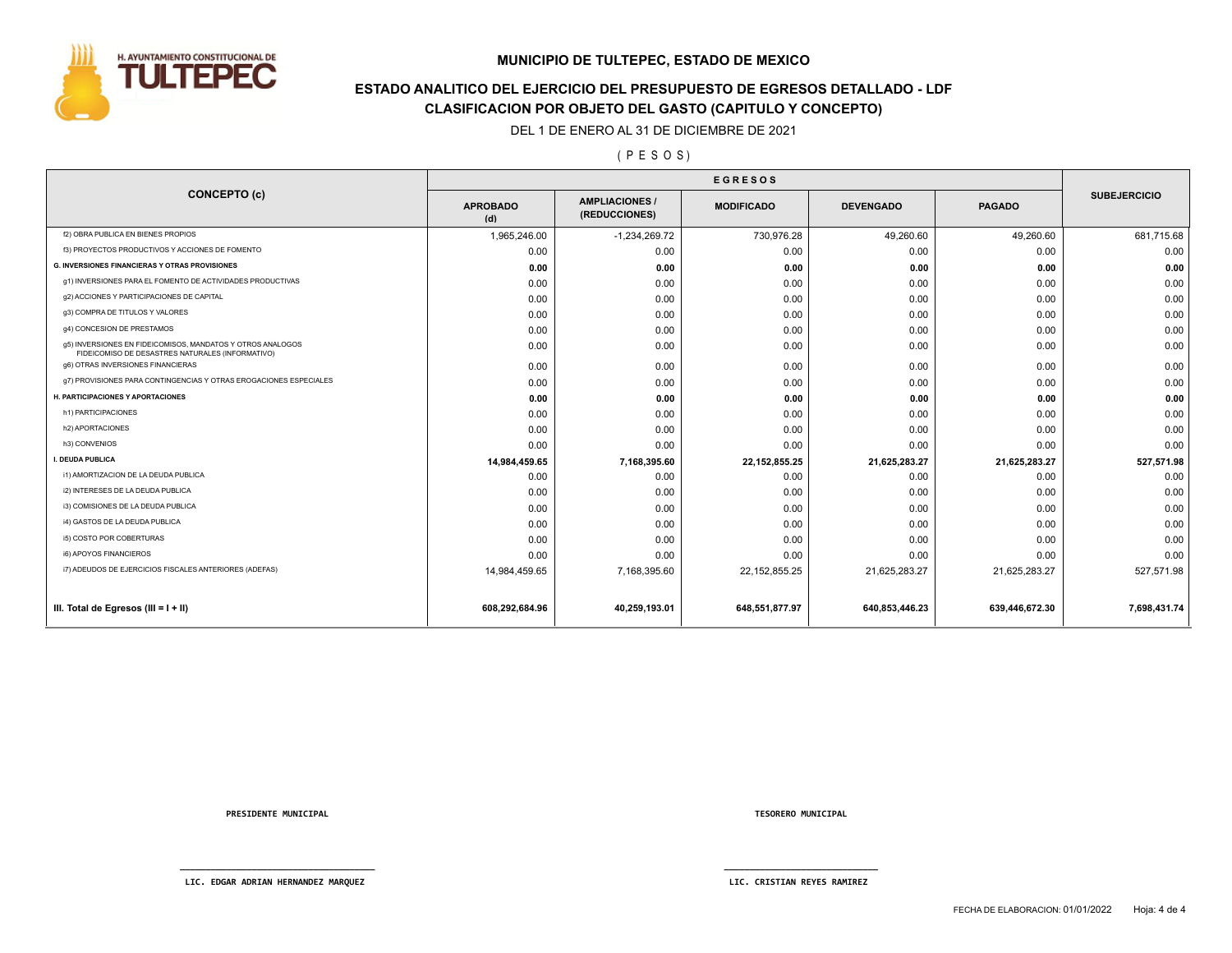# MUNICIPIO DE TULTEPEC, ESTADO DE MEXICO

## ESTADO ANALITICO DEL EJERCICIO DEL PRESUPUESTO DE EGRESOS DETALLADO - LDF
## CLASIFICACION POR OBJETO DEL GASTO (CAPITULO Y CONCEPTO)

DEL 1 DE ENERO AL 31 DE DICIEMBRE DE 2021

( P E S O S )

| CONCEPTO (c) | EGRESOS | | | | | SUBEJERCICIO |
|---|---|---|---|---|---|---|
| | APROBADO (d) | AMPLIACIONES / (REDUCCIONES) | MODIFICADO | DEVENGADO | PAGADO | |
| f2) OBRA PUBLICA EN BIENES PROPIOS | 1,965,246.00 | -1,234,269.72 | 730,976.28 | 49,260.60 | 49,260.60 | 681,715.68 |
| f3) PROYECTOS PRODUCTIVOS Y ACCIONES DE FOMENTO | 0.00 | 0.00 | 0.00 | 0.00 | 0.00 | 0.00 |
| **G. INVERSIONES FINANCIERAS Y OTRAS PROVISIONES** | **0.00** | **0.00** | **0.00** | **0.00** | **0.00** | **0.00** |
| g1) INVERSIONES PARA EL FOMENTO DE ACTIVIDADES PRODUCTIVAS | 0.00 | 0.00 | 0.00 | 0.00 | 0.00 | 0.00 |
| g2) ACCIONES Y PARTICIPACIONES DE CAPITAL | 0.00 | 0.00 | 0.00 | 0.00 | 0.00 | 0.00 |
| g3) COMPRA DE TITULOS Y VALORES | 0.00 | 0.00 | 0.00 | 0.00 | 0.00 | 0.00 |
| g4) CONCESION DE PRESTAMOS | 0.00 | 0.00 | 0.00 | 0.00 | 0.00 | 0.00 |
| g5) INVERSIONES EN FIDEICOMISOS, MANDATOS Y OTROS ANALOGOS FIDEICOMISO DE DESASTRES NATURALES (INFORMATIVO) | 0.00 | 0.00 | 0.00 | 0.00 | 0.00 | 0.00 |
| g6) OTRAS INVERSIONES FINANCIERAS | 0.00 | 0.00 | 0.00 | 0.00 | 0.00 | 0.00 |
| g7) PROVISIONES PARA CONTINGENCIAS Y OTRAS EROGACIONES ESPECIALES | 0.00 | 0.00 | 0.00 | 0.00 | 0.00 | 0.00 |
| **H. PARTICIPACIONES Y APORTACIONES** | **0.00** | **0.00** | **0.00** | **0.00** | **0.00** | **0.00** |
| h1) PARTICIPACIONES | 0.00 | 0.00 | 0.00 | 0.00 | 0.00 | 0.00 |
| h2) APORTACIONES | 0.00 | 0.00 | 0.00 | 0.00 | 0.00 | 0.00 |
| h3) CONVENIOS | 0.00 | 0.00 | 0.00 | 0.00 | 0.00 | 0.00 |
| **I. DEUDA PUBLICA** | **14,984,459.65** | **7,168,395.60** | **22,152,855.25** | **21,625,283.27** | **21,625,283.27** | **527,571.98** |
| i1) AMORTIZACION DE LA DEUDA PUBLICA | 0.00 | 0.00 | 0.00 | 0.00 | 0.00 | 0.00 |
| i2) INTERESES DE LA DEUDA PUBLICA | 0.00 | 0.00 | 0.00 | 0.00 | 0.00 | 0.00 |
| i3) COMISIONES DE LA DEUDA PUBLICA | 0.00 | 0.00 | 0.00 | 0.00 | 0.00 | 0.00 |
| i4) GASTOS DE LA DEUDA PUBLICA | 0.00 | 0.00 | 0.00 | 0.00 | 0.00 | 0.00 |
| i5) COSTO POR COBERTURAS | 0.00 | 0.00 | 0.00 | 0.00 | 0.00 | 0.00 |
| i6) APOYOS FINANCIEROS | 0.00 | 0.00 | 0.00 | 0.00 | 0.00 | 0.00 |
| i7) ADEUDOS DE EJERCICIOS FISCALES ANTERIORES (ADEFAS) | 14,984,459.65 | 7,168,395.60 | 22,152,855.25 | 21,625,283.27 | 21,625,283.27 | 527,571.98 |
| **III. Total de Egresos (III = I + II)** | **608,292,684.96** | **40,259,193.01** | **648,551,877.97** | **640,853,446.23** | **639,446,672.30** | **7,698,431.74** |

**PRESIDENTE MUNICIPAL**

**LIC. EDGAR ADRIAN HERNANDEZ MARQUEZ**

**TESORERO MUNICIPAL**

**LIC. CRISTIAN REYES RAMIREZ**

FECHA DE ELABORACION: 01/01/2022